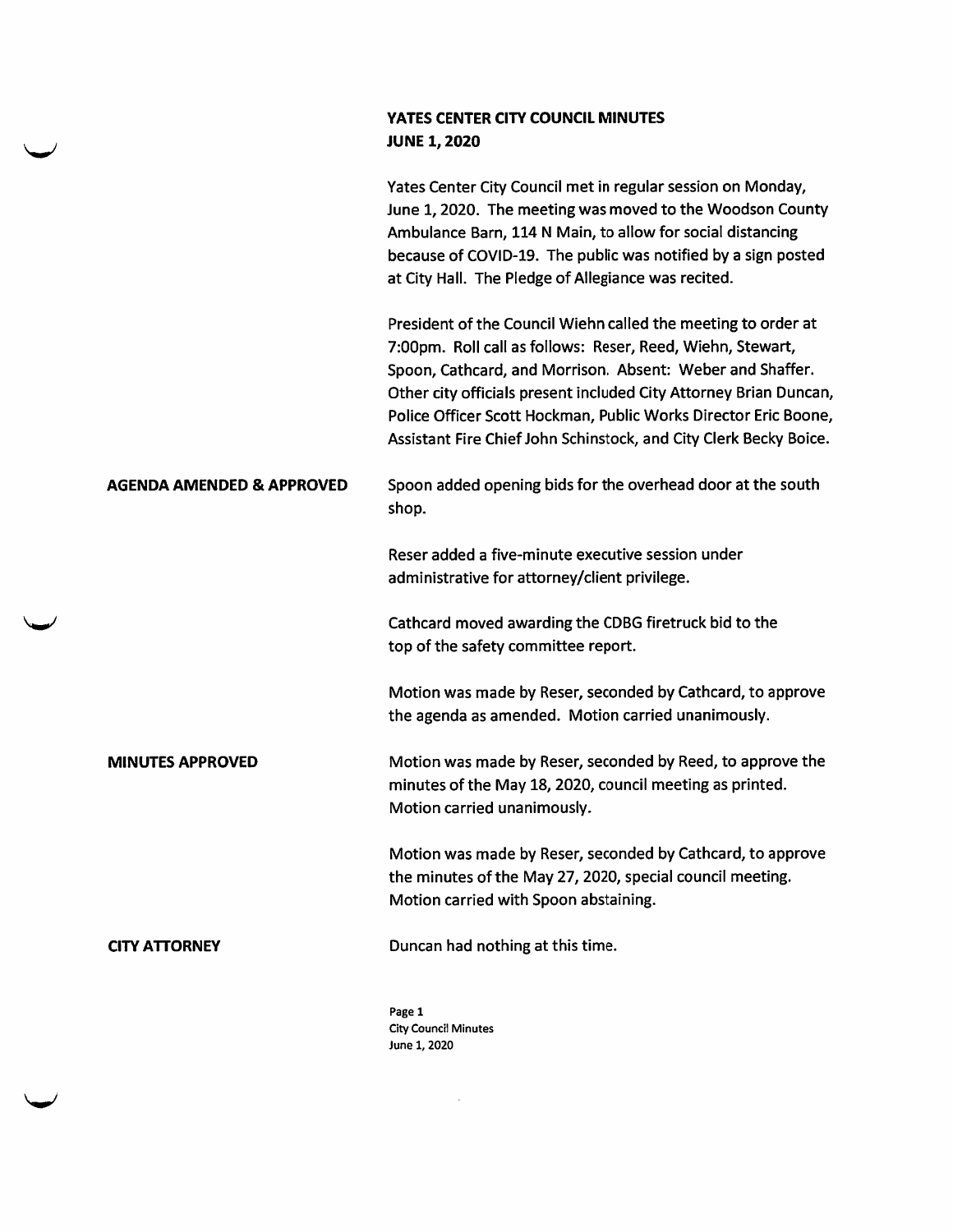# YATES CENTER CITY COUNCIL MINUTES
## JUNE 1, 2020

Yates Center City Council met in regular session on Monday, June 1, 2020. The meeting was moved to the Woodson County Ambulance Barn, 114 N Main, to allow for social distancing because of COVID-19. The public was notified by a sign posted at City Hall. The Pledge of Allegiance was recited.

President of the Council Wiehn called the meeting to order at 7:00pm. Roll call as follows: Reser, Reed, Wiehn, Stewart, Spoon, Cathcard, and Morrison. Absent: Weber and Shaffer. Other city officials present included City Attorney Brian Duncan, Police Officer Scott Hockman, Public Works Director Eric Boone, Assistant Fire Chief John Schinstock, and City Clerk Becky Boice.

**AGENDA AMENDED & APPROVED**

Spoon added opening bids for the overhead door at the south shop.

Reser added a five-minute executive session under administrative for attorney/client privilege.

Cathcard moved awarding the CDBG firetruck bid to the top of the safety committee report.

Motion was made by Reser, seconded by Cathcard, to approve the agenda as amended. Motion carried unanimously.

**MINUTES APPROVED**

Motion was made by Reser, seconded by Reed, to approve the minutes of the May 18, 2020, council meeting as printed. Motion carried unanimously.

Motion was made by Reser, seconded by Cathcard, to approve the minutes of the May 27, 2020, special council meeting. Motion carried with Spoon abstaining.

**CITY ATTORNEY**

Duncan had nothing at this time.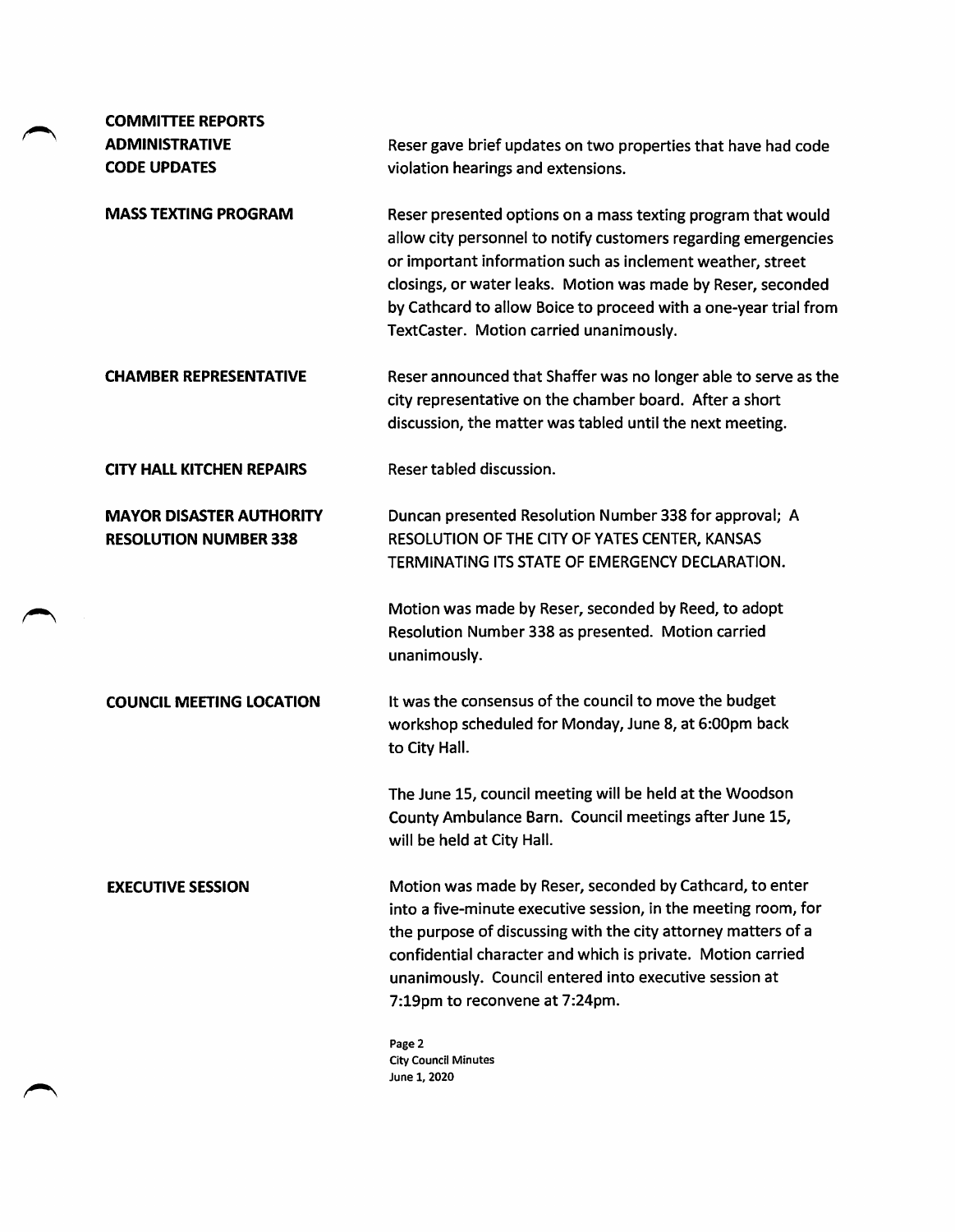**COMMITTEE REPORTS**
**ADMINISTRATIVE**
**CODE UPDATES**

Reser gave brief updates on two properties that have had code violation hearings and extensions.

**MASS TEXTING PROGRAM**

Reser presented options on a mass texting program that would allow city personnel to notify customers regarding emergencies or important information such as inclement weather, street closings, or water leaks. Motion was made by Reser, seconded by Cathcard to allow Boice to proceed with a one-year trial from TextCaster. Motion carried unanimously.

**CHAMBER REPRESENTATIVE**

Reser announced that Shaffer was no longer able to serve as the city representative on the chamber board. After a short discussion, the matter was tabled until the next meeting.

**CITY HALL KITCHEN REPAIRS**

Reser tabled discussion.

**MAYOR DISASTER AUTHORITY**
**RESOLUTION NUMBER 338**

Duncan presented Resolution Number 338 for approval; A RESOLUTION OF THE CITY OF YATES CENTER, KANSAS TERMINATING ITS STATE OF EMERGENCY DECLARATION.

Motion was made by Reser, seconded by Reed, to adopt Resolution Number 338 as presented. Motion carried unanimously.

**COUNCIL MEETING LOCATION**

It was the consensus of the council to move the budget workshop scheduled for Monday, June 8, at 6:00pm back to City Hall.

The June 15, council meeting will be held at the Woodson County Ambulance Barn. Council meetings after June 15, will be held at City Hall.

**EXECUTIVE SESSION**

Motion was made by Reser, seconded by Cathcard, to enter into a five-minute executive session, in the meeting room, for the purpose of discussing with the city attorney matters of a confidential character and which is private. Motion carried unanimously. Council entered into executive session at 7:19pm to reconvene at 7:24pm.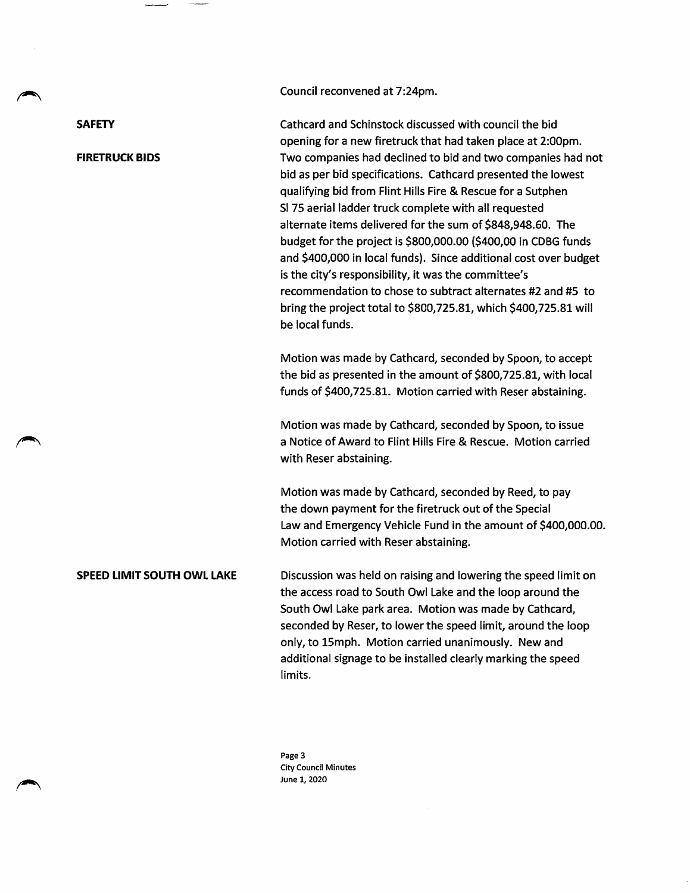Council reconvened at 7:24pm.

**SAFETY**

**FIRETRUCK BIDS**

Cathcard and Schinstock discussed with council the bid opening for a new firetruck that had taken place at 2:00pm. Two companies had declined to bid and two companies had not bid as per bid specifications. Cathcard presented the lowest qualifying bid from Flint Hills Fire & Rescue for a Sutphen SI 75 aerial ladder truck complete with all requested alternate items delivered for the sum of $848,948.60. The budget for the project is $800,000.00 ($400,00 in CDBG funds and $400,000 in local funds). Since additional cost over budget is the city's responsibility, it was the committee's recommendation to chose to subtract alternates #2 and #5 to bring the project total to $800,725.81, which $400,725.81 will be local funds.

Motion was made by Cathcard, seconded by Spoon, to accept the bid as presented in the amount of $800,725.81, with local funds of $400,725.81. Motion carried with Reser abstaining.

Motion was made by Cathcard, seconded by Spoon, to issue a Notice of Award to Flint Hills Fire & Rescue. Motion carried with Reser abstaining.

Motion was made by Cathcard, seconded by Reed, to pay the down payment for the firetruck out of the Special Law and Emergency Vehicle Fund in the amount of $400,000.00. Motion carried with Reser abstaining.

**SPEED LIMIT SOUTH OWL LAKE**

Discussion was held on raising and lowering the speed limit on the access road to South Owl Lake and the loop around the South Owl Lake park area. Motion was made by Cathcard, seconded by Reser, to lower the speed limit, around the loop only, to 15mph. Motion carried unanimously. New and additional signage to be installed clearly marking the speed limits.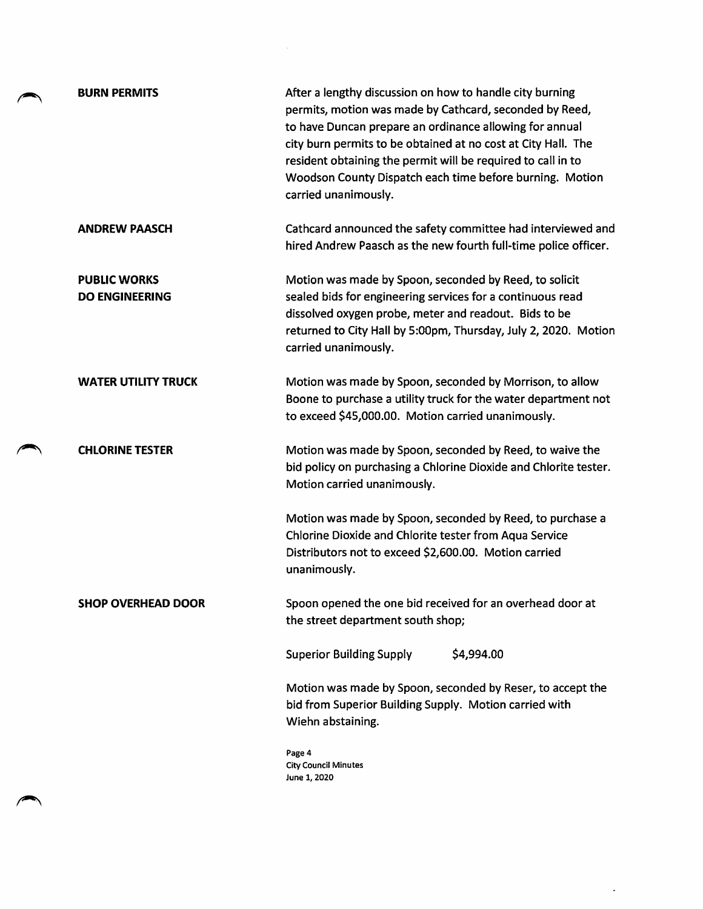**BURN PERMITS**

After a lengthy discussion on how to handle city burning permits, motion was made by Cathcard, seconded by Reed, to have Duncan prepare an ordinance allowing for annual city burn permits to be obtained at no cost at City Hall. The resident obtaining the permit will be required to call in to Woodson County Dispatch each time before burning. Motion carried unanimously.

**ANDREW PAASCH**

Cathcard announced the safety committee had interviewed and hired Andrew Paasch as the new fourth full-time police officer.

**PUBLIC WORKS DO ENGINEERING**

Motion was made by Spoon, seconded by Reed, to solicit sealed bids for engineering services for a continuous read dissolved oxygen probe, meter and readout. Bids to be returned to City Hall by 5:00pm, Thursday, July 2, 2020. Motion carried unanimously.

**WATER UTILITY TRUCK**

Motion was made by Spoon, seconded by Morrison, to allow Boone to purchase a utility truck for the water department not to exceed $45,000.00. Motion carried unanimously.

**CHLORINE TESTER**

Motion was made by Spoon, seconded by Reed, to waive the bid policy on purchasing a Chlorine Dioxide and Chlorite tester. Motion carried unanimously.

Motion was made by Spoon, seconded by Reed, to purchase a Chlorine Dioxide and Chlorite tester from Aqua Service Distributors not to exceed $2,600.00. Motion carried unanimously.

**SHOP OVERHEAD DOOR**

Spoon opened the one bid received for an overhead door at the street department south shop;

| | |
|---|---|
| Superior Building Supply | $4,994.00 |

Motion was made by Spoon, seconded by Reser, to accept the bid from Superior Building Supply. Motion carried with Wiehn abstaining.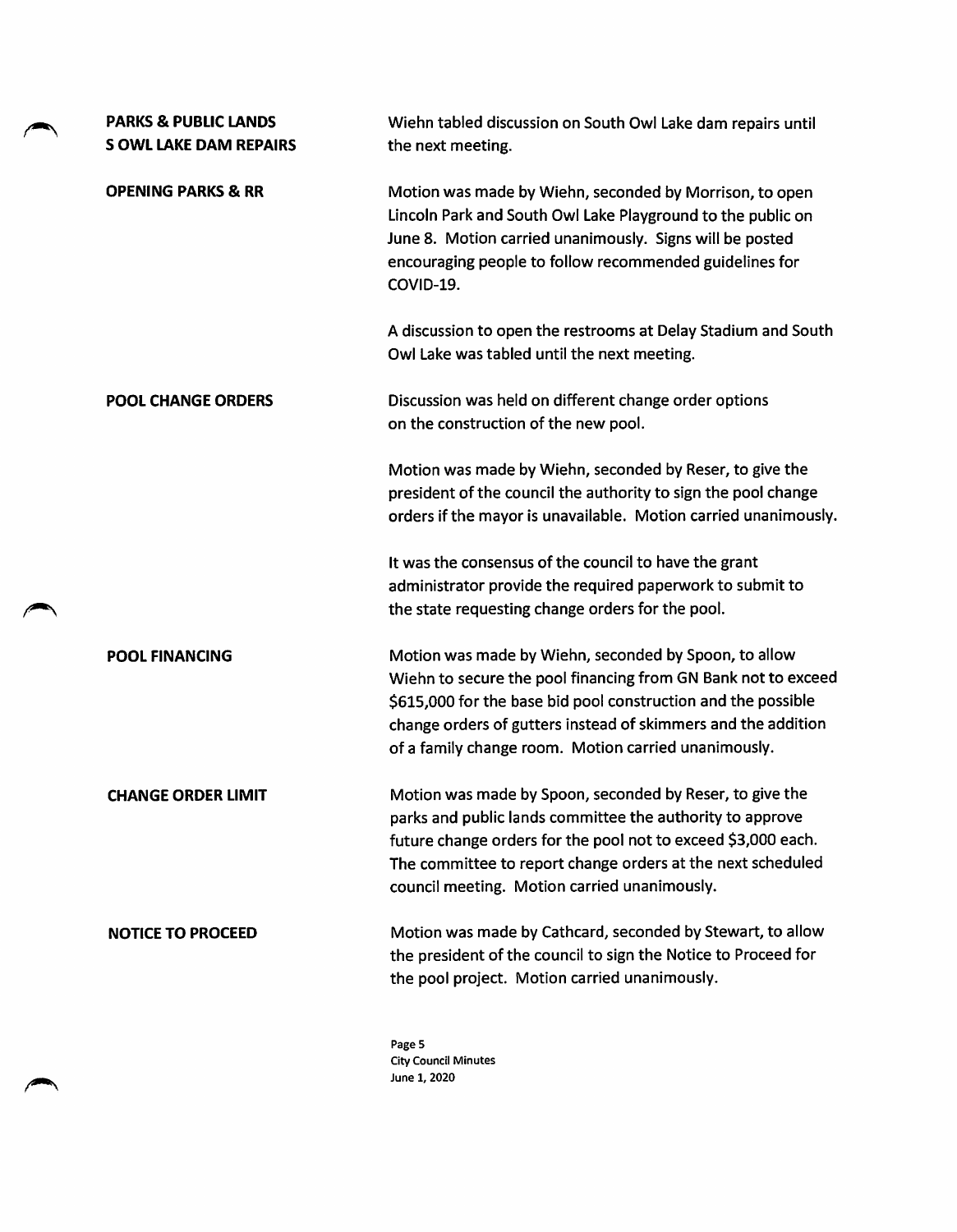**PARKS & PUBLIC LANDS**
**S OWL LAKE DAM REPAIRS**

Wiehn tabled discussion on South Owl Lake dam repairs until the next meeting.

**OPENING PARKS & RR**

Motion was made by Wiehn, seconded by Morrison, to open Lincoln Park and South Owl Lake Playground to the public on June 8. Motion carried unanimously. Signs will be posted encouraging people to follow recommended guidelines for COVID-19.

A discussion to open the restrooms at Delay Stadium and South Owl Lake was tabled until the next meeting.

**POOL CHANGE ORDERS**

Discussion was held on different change order options on the construction of the new pool.

Motion was made by Wiehn, seconded by Reser, to give the president of the council the authority to sign the pool change orders if the mayor is unavailable. Motion carried unanimously.

It was the consensus of the council to have the grant administrator provide the required paperwork to submit to the state requesting change orders for the pool.

**POOL FINANCING**

Motion was made by Wiehn, seconded by Spoon, to allow Wiehn to secure the pool financing from GN Bank not to exceed $615,000 for the base bid pool construction and the possible change orders of gutters instead of skimmers and the addition of a family change room. Motion carried unanimously.

**CHANGE ORDER LIMIT**

Motion was made by Spoon, seconded by Reser, to give the parks and public lands committee the authority to approve future change orders for the pool not to exceed $3,000 each. The committee to report change orders at the next scheduled council meeting. Motion carried unanimously.

**NOTICE TO PROCEED**

Motion was made by Cathcard, seconded by Stewart, to allow the president of the council to sign the Notice to Proceed for the pool project. Motion carried unanimously.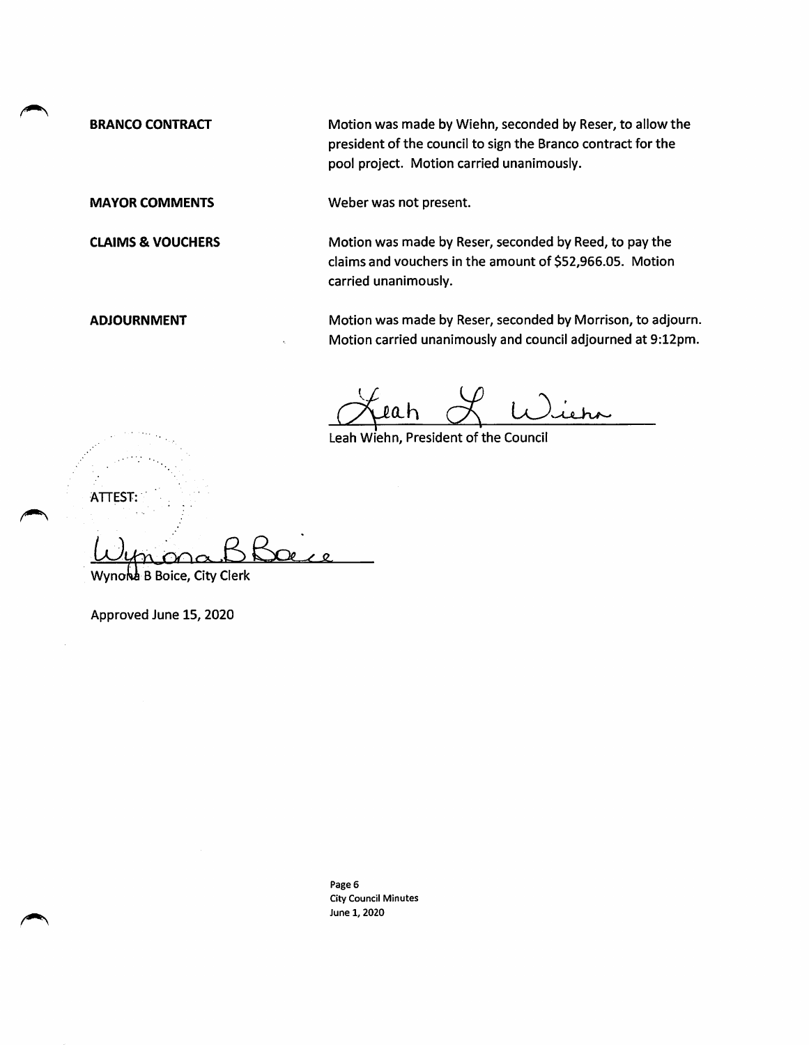**BRANCO CONTRACT**

Motion was made by Wiehn, seconded by Reser, to allow the president of the council to sign the Branco contract for the pool project. Motion carried unanimously.

**MAYOR COMMENTS**

Weber was not present.

**CLAIMS & VOUCHERS**

Motion was made by Reser, seconded by Reed, to pay the claims and vouchers in the amount of $52,966.05. Motion carried unanimously.

**ADJOURNMENT**

Motion was made by Reser, seconded by Morrison, to adjourn. Motion carried unanimously and council adjourned at 9:12pm.

Leah L Wiehn

Leah Wiehn, President of the Council

ATTEST:

Wynona B Boice

Wynona B Boice, City Clerk

Approved June 15, 2020